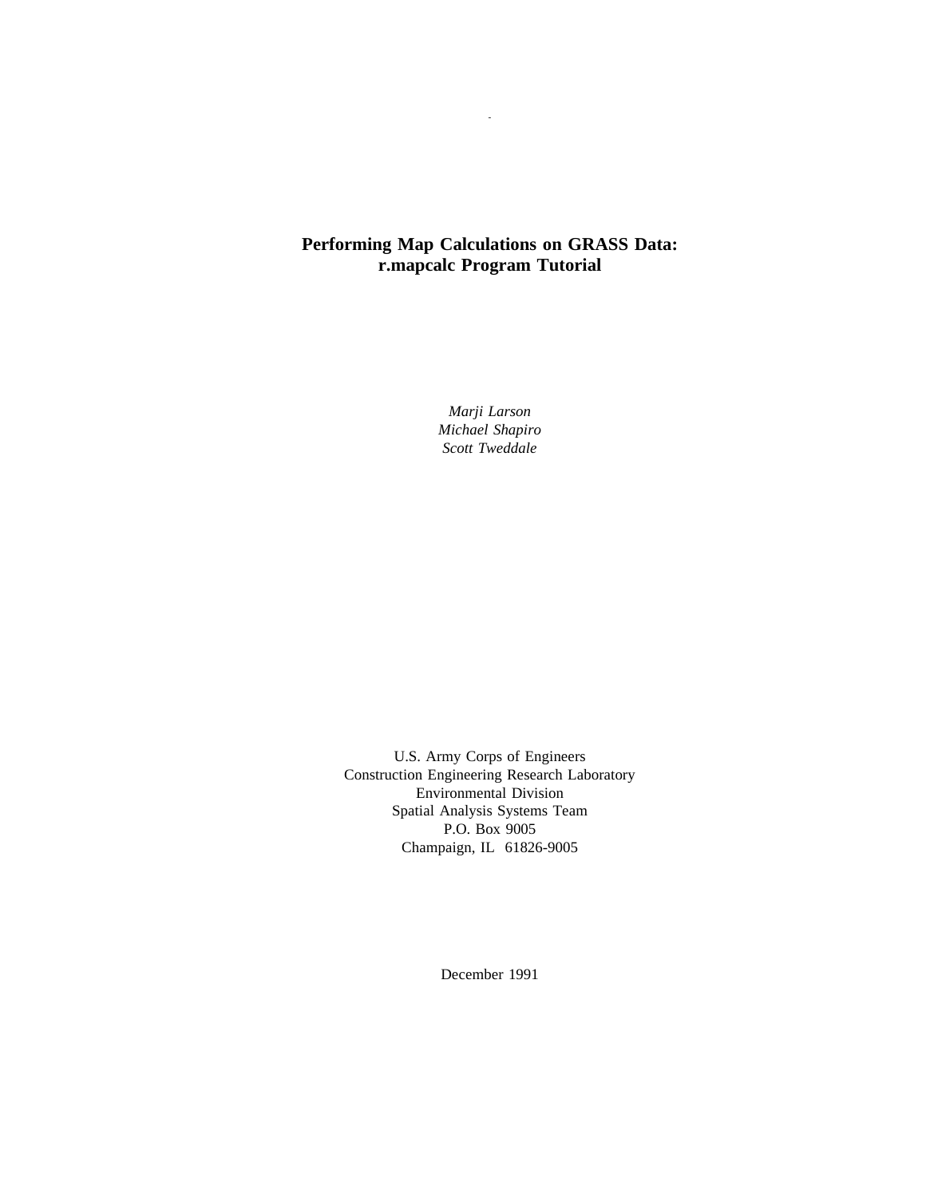# Performing Map Calculations on GRASS Data: r.mapcalc Program Tutorial

*Marji Larson*
*Michael Shapiro*
*Scott Tweddale*

U.S. Army Corps of Engineers
Construction Engineering Research Laboratory
Environmental Division
Spatial Analysis Systems Team
P.O. Box 9005
Champaign, IL 61826-9005

December 1991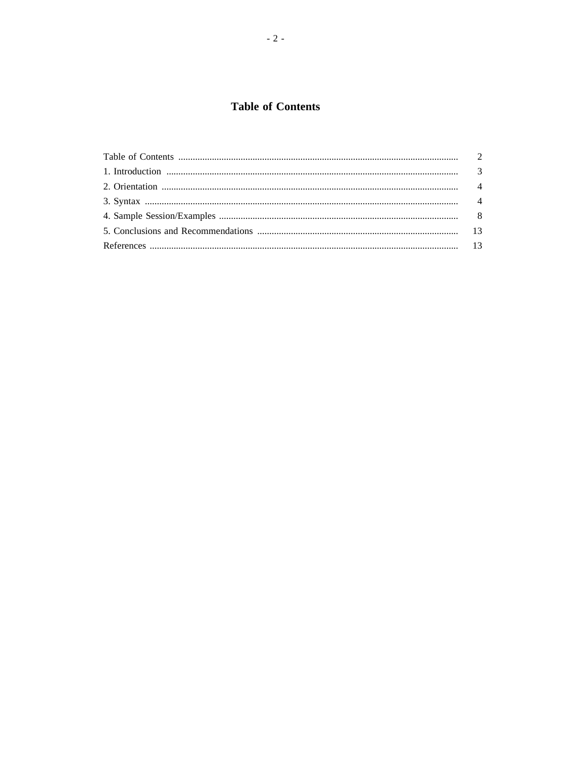# Table of Contents

| | |
|---|---|
| Table of Contents | 2 |
| 1. Introduction | 3 |
| 2. Orientation | 4 |
| 3. Syntax | 4 |
| 4. Sample Session/Examples | 8 |
| 5. Conclusions and Recommendations | 13 |
| References | 13 |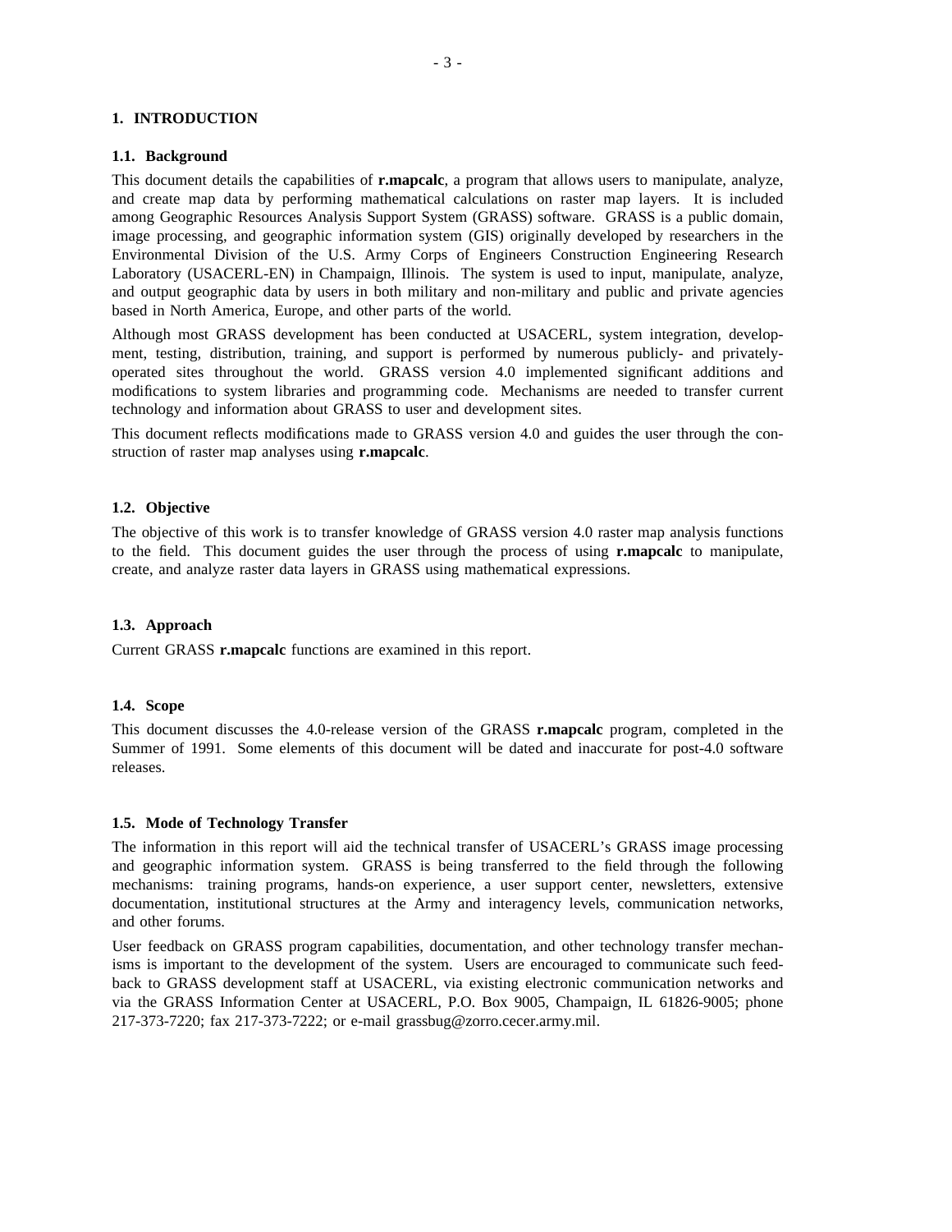# 1. INTRODUCTION

## 1.1. Background

This document details the capabilities of **r.mapcalc**, a program that allows users to manipulate, analyze, and create map data by performing mathematical calculations on raster map layers. It is included among Geographic Resources Analysis Support System (GRASS) software. GRASS is a public domain, image processing, and geographic information system (GIS) originally developed by researchers in the Environmental Division of the U.S. Army Corps of Engineers Construction Engineering Research Laboratory (USACERL-EN) in Champaign, Illinois. The system is used to input, manipulate, analyze, and output geographic data by users in both military and non-military and public and private agencies based in North America, Europe, and other parts of the world.

Although most GRASS development has been conducted at USACERL, system integration, development, testing, distribution, training, and support is performed by numerous publicly- and privately-operated sites throughout the world. GRASS version 4.0 implemented significant additions and modifications to system libraries and programming code. Mechanisms are needed to transfer current technology and information about GRASS to user and development sites.

This document reflects modifications made to GRASS version 4.0 and guides the user through the construction of raster map analyses using **r.mapcalc**.

## 1.2. Objective

The objective of this work is to transfer knowledge of GRASS version 4.0 raster map analysis functions to the field. This document guides the user through the process of using **r.mapcalc** to manipulate, create, and analyze raster data layers in GRASS using mathematical expressions.

## 1.3. Approach

Current GRASS **r.mapcalc** functions are examined in this report.

## 1.4. Scope

This document discusses the 4.0-release version of the GRASS **r.mapcalc** program, completed in the Summer of 1991. Some elements of this document will be dated and inaccurate for post-4.0 software releases.

## 1.5. Mode of Technology Transfer

The information in this report will aid the technical transfer of USACERL's GRASS image processing and geographic information system. GRASS is being transferred to the field through the following mechanisms: training programs, hands-on experience, a user support center, newsletters, extensive documentation, institutional structures at the Army and interagency levels, communication networks, and other forums.

User feedback on GRASS program capabilities, documentation, and other technology transfer mechanisms is important to the development of the system. Users are encouraged to communicate such feedback to GRASS development staff at USACERL, via existing electronic communication networks and via the GRASS Information Center at USACERL, P.O. Box 9005, Champaign, IL 61826-9005; phone 217-373-7220; fax 217-373-7222; or e-mail grassbug@zorro.cecer.army.mil.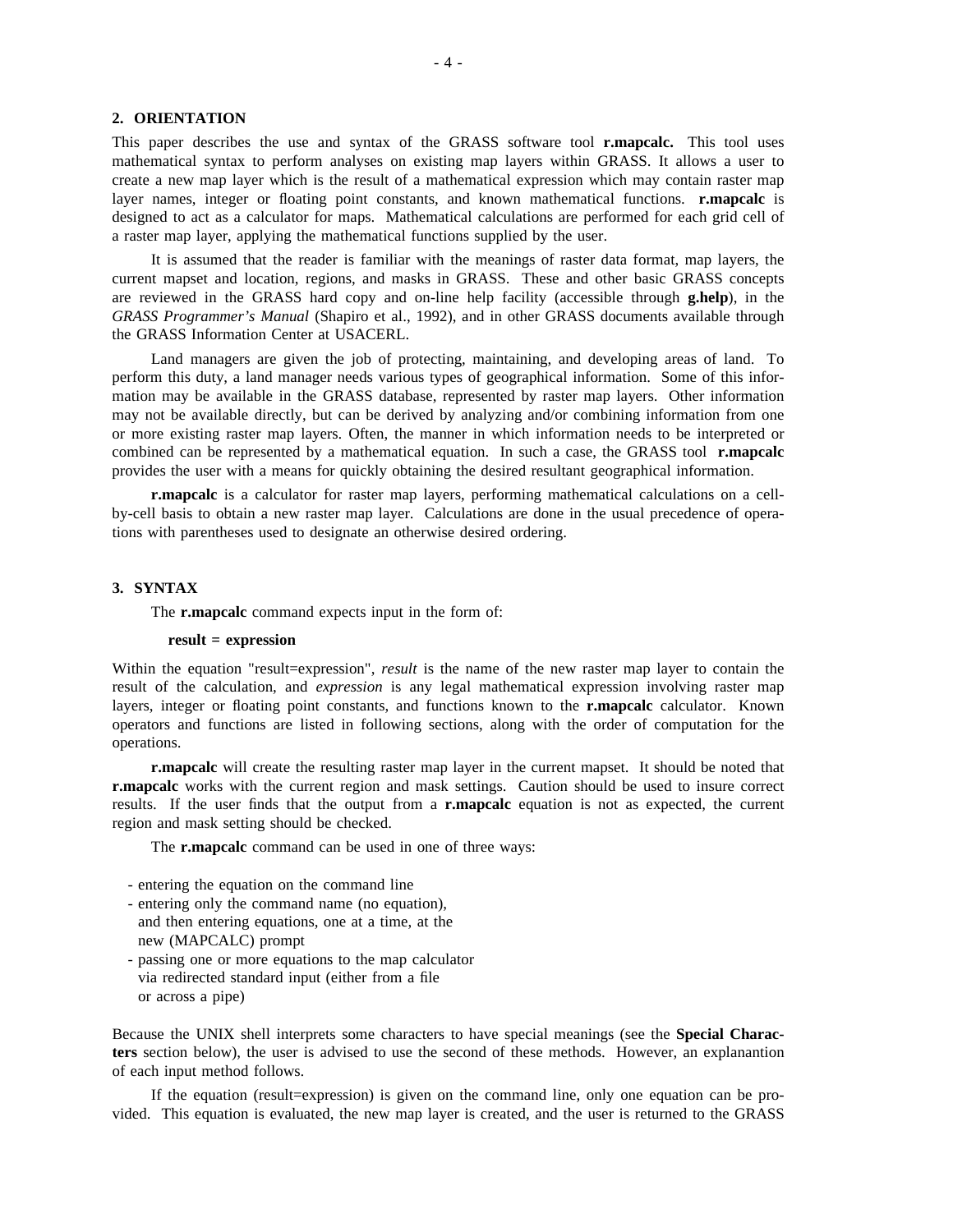## 2. ORIENTATION

This paper describes the use and syntax of the GRASS software tool **r.mapcalc.** This tool uses mathematical syntax to perform analyses on existing map layers within GRASS. It allows a user to create a new map layer which is the result of a mathematical expression which may contain raster map layer names, integer or floating point constants, and known mathematical functions. **r.mapcalc** is designed to act as a calculator for maps. Mathematical calculations are performed for each grid cell of a raster map layer, applying the mathematical functions supplied by the user.

It is assumed that the reader is familiar with the meanings of raster data format, map layers, the current mapset and location, regions, and masks in GRASS. These and other basic GRASS concepts are reviewed in the GRASS hard copy and on-line help facility (accessible through **g.help**), in the *GRASS Programmer's Manual* (Shapiro et al., 1992), and in other GRASS documents available through the GRASS Information Center at USACERL.

Land managers are given the job of protecting, maintaining, and developing areas of land. To perform this duty, a land manager needs various types of geographical information. Some of this information may be available in the GRASS database, represented by raster map layers. Other information may not be available directly, but can be derived by analyzing and/or combining information from one or more existing raster map layers. Often, the manner in which information needs to be interpreted or combined can be represented by a mathematical equation. In such a case, the GRASS tool **r.mapcalc** provides the user with a means for quickly obtaining the desired resultant geographical information.

**r.mapcalc** is a calculator for raster map layers, performing mathematical calculations on a cell-by-cell basis to obtain a new raster map layer. Calculations are done in the usual precedence of operations with parentheses used to designate an otherwise desired ordering.

## 3. SYNTAX

The **r.mapcalc** command expects input in the form of:

**result = expression**

Within the equation "result=expression", *result* is the name of the new raster map layer to contain the result of the calculation, and *expression* is any legal mathematical expression involving raster map layers, integer or floating point constants, and functions known to the **r.mapcalc** calculator. Known operators and functions are listed in following sections, along with the order of computation for the operations.

**r.mapcalc** will create the resulting raster map layer in the current mapset. It should be noted that **r.mapcalc** works with the current region and mask settings. Caution should be used to insure correct results. If the user finds that the output from a **r.mapcalc** equation is not as expected, the current region and mask setting should be checked.

The **r.mapcalc** command can be used in one of three ways:

- entering the equation on the command line
- entering only the command name (no equation), and then entering equations, one at a time, at the new (MAPCALC) prompt
- passing one or more equations to the map calculator via redirected standard input (either from a file or across a pipe)

Because the UNIX shell interprets some characters to have special meanings (see the **Special Characters** section below), the user is advised to use the second of these methods. However, an explanantion of each input method follows.

If the equation (result=expression) is given on the command line, only one equation can be provided. This equation is evaluated, the new map layer is created, and the user is returned to the GRASS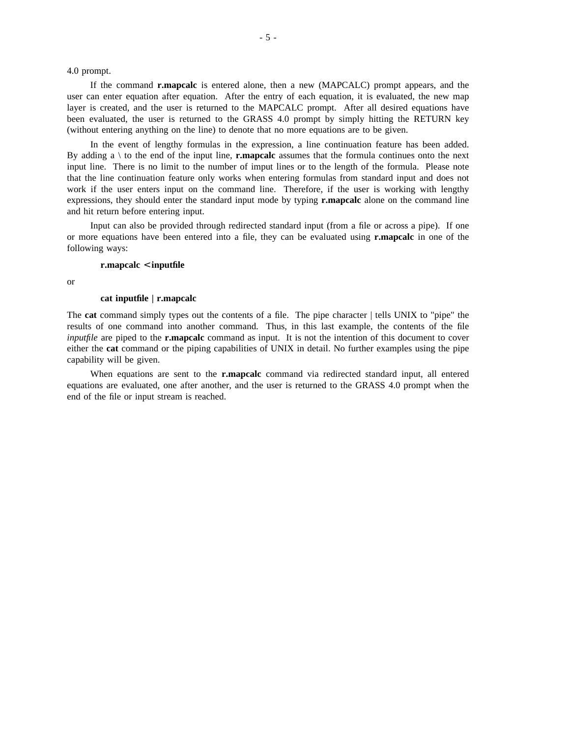4.0 prompt.

If the command **r.mapcalc** is entered alone, then a new (MAPCALC) prompt appears, and the user can enter equation after equation. After the entry of each equation, it is evaluated, the new map layer is created, and the user is returned to the MAPCALC prompt. After all desired equations have been evaluated, the user is returned to the GRASS 4.0 prompt by simply hitting the RETURN key (without entering anything on the line) to denote that no more equations are to be given.

In the event of lengthy formulas in the expression, a line continuation feature has been added. By adding a \ to the end of the input line, **r.mapcalc** assumes that the formula continues onto the next input line. There is no limit to the number of imput lines or to the length of the formula. Please note that the line continuation feature only works when entering formulas from standard input and does not work if the user enters input on the command line. Therefore, if the user is working with lengthy expressions, they should enter the standard input mode by typing **r.mapcalc** alone on the command line and hit return before entering input.

Input can also be provided through redirected standard input (from a file or across a pipe). If one or more equations have been entered into a file, they can be evaluated using **r.mapcalc** in one of the following ways:

**r.mapcalc <inputfile**

or

**cat inputfile | r.mapcalc**

The **cat** command simply types out the contents of a file. The pipe character | tells UNIX to "pipe" the results of one command into another command. Thus, in this last example, the contents of the file *inputfile* are piped to the **r.mapcalc** command as input. It is not the intention of this document to cover either the **cat** command or the piping capabilities of UNIX in detail. No further examples using the pipe capability will be given.

When equations are sent to the **r.mapcalc** command via redirected standard input, all entered equations are evaluated, one after another, and the user is returned to the GRASS 4.0 prompt when the end of the file or input stream is reached.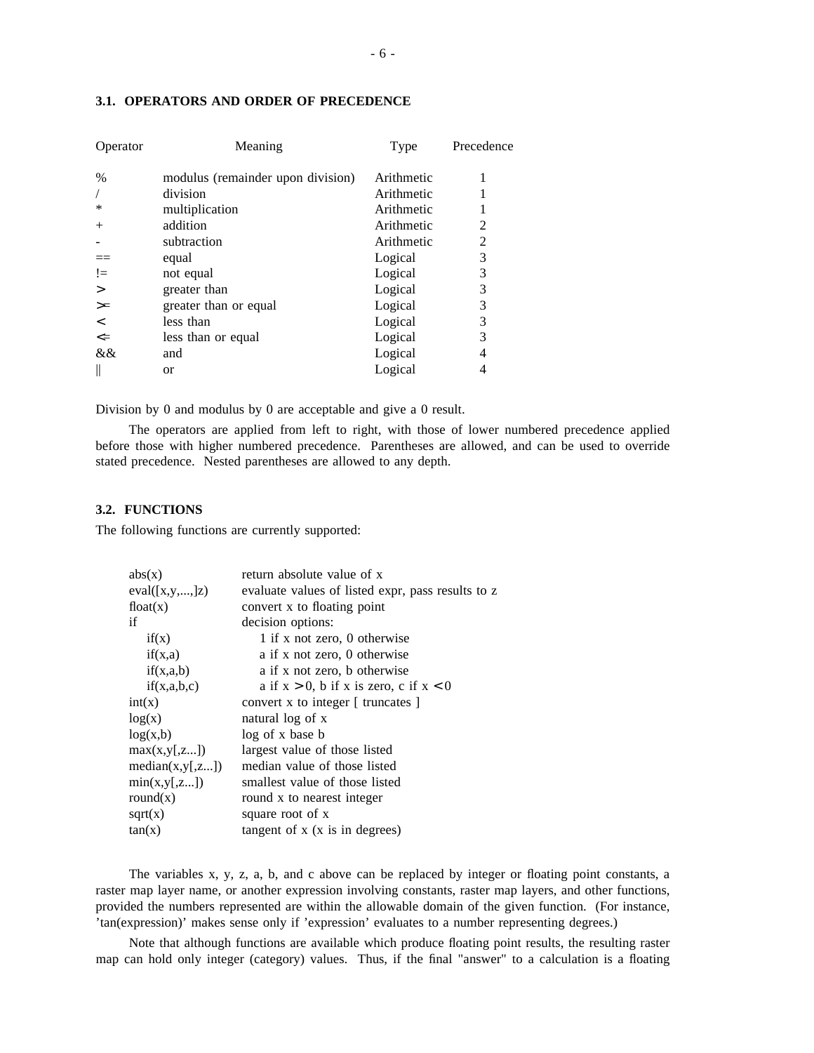### 3.1. OPERATORS AND ORDER OF PRECEDENCE

| Operator | Meaning | Type | Precedence |
|---|---|---|---|
| % | modulus (remainder upon division) | Arithmetic | 1 |
| / | division | Arithmetic | 1 |
| * | multiplication | Arithmetic | 1 |
| + | addition | Arithmetic | 2 |
| - | subtraction | Arithmetic | 2 |
| == | equal | Logical | 3 |
| != | not equal | Logical | 3 |
| > | greater than | Logical | 3 |
| >= | greater than or equal | Logical | 3 |
| < | less than | Logical | 3 |
| <= | less than or equal | Logical | 3 |
| && | and | Logical | 4 |
| \|\| | or | Logical | 4 |

Division by 0 and modulus by 0 are acceptable and give a 0 result.

The operators are applied from left to right, with those of lower numbered precedence applied before those with higher numbered precedence. Parentheses are allowed, and can be used to override stated precedence. Nested parentheses are allowed to any depth.

### 3.2. FUNCTIONS

The following functions are currently supported:

| | |
|---|---|
| abs(x) | return absolute value of x |
| eval([x,y,...,]z) | evaluate values of listed expr, pass results to z |
| float(x) | convert x to floating point |
| if | decision options: |
| if(x) | 1 if x not zero, 0 otherwise |
| if(x,a) | a if x not zero, 0 otherwise |
| if(x,a,b) | a if x not zero, b otherwise |
| if(x,a,b,c) | a if x > 0, b if x is zero, c if x < 0 |
| int(x) | convert x to integer [ truncates ] |
| log(x) | natural log of x |
| log(x,b) | log of x base b |
| max(x,y[,z...]) | largest value of those listed |
| median(x,y[,z...]) | median value of those listed |
| min(x,y[,z...]) | smallest value of those listed |
| round(x) | round x to nearest integer |
| sqrt(x) | square root of x |
| tan(x) | tangent of x (x is in degrees) |

The variables x, y, z, a, b, and c above can be replaced by integer or floating point constants, a raster map layer name, or another expression involving constants, raster map layers, and other functions, provided the numbers represented are within the allowable domain of the given function. (For instance, 'tan(expression)' makes sense only if 'expression' evaluates to a number representing degrees.)

Note that although functions are available which produce floating point results, the resulting raster map can hold only integer (category) values. Thus, if the final "answer" to a calculation is a floating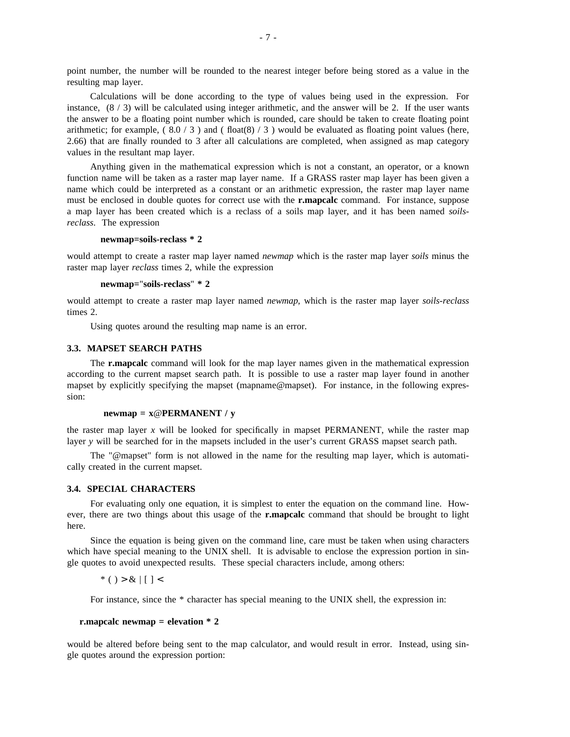point number, the number will be rounded to the nearest integer before being stored as a value in the resulting map layer.

Calculations will be done according to the type of values being used in the expression. For instance, (8 / 3) will be calculated using integer arithmetic, and the answer will be 2. If the user wants the answer to be a floating point number which is rounded, care should be taken to create floating point arithmetic; for example, ( 8.0 / 3 ) and ( float(8) / 3 ) would be evaluated as floating point values (here, 2.66) that are finally rounded to 3 after all calculations are completed, when assigned as map category values in the resultant map layer.

Anything given in the mathematical expression which is not a constant, an operator, or a known function name will be taken as a raster map layer name. If a GRASS raster map layer has been given a name which could be interpreted as a constant or an arithmetic expression, the raster map layer name must be enclosed in double quotes for correct use with the **r.mapcalc** command. For instance, suppose a map layer has been created which is a reclass of a soils map layer, and it has been named *soils-reclass*. The expression

**newmap=soils-reclass * 2**

would attempt to create a raster map layer named *newmap* which is the raster map layer *soils* minus the raster map layer *reclass* times 2, while the expression

**newmap="soils-reclass" * 2**

would attempt to create a raster map layer named *newmap*, which is the raster map layer *soils-reclass* times 2.

Using quotes around the resulting map name is an error.

### 3.3. MAPSET SEARCH PATHS

The **r.mapcalc** command will look for the map layer names given in the mathematical expression according to the current mapset search path. It is possible to use a raster map layer found in another mapset by explicitly specifying the mapset (mapname@mapset). For instance, in the following expression:

**newmap = x@PERMANENT / y**

the raster map layer *x* will be looked for specifically in mapset PERMANENT, while the raster map layer *y* will be searched for in the mapsets included in the user's current GRASS mapset search path.

The "@mapset" form is not allowed in the name for the resulting map layer, which is automatically created in the current mapset.

### 3.4. SPECIAL CHARACTERS

For evaluating only one equation, it is simplest to enter the equation on the command line. However, there are two things about this usage of the **r.mapcalc** command that should be brought to light here.

Since the equation is being given on the command line, care must be taken when using characters which have special meaning to the UNIX shell. It is advisable to enclose the expression portion in single quotes to avoid unexpected results. These special characters include, among others:

* ( ) > & | [ ] <

For instance, since the * character has special meaning to the UNIX shell, the expression in:

**r.mapcalc newmap = elevation * 2**

would be altered before being sent to the map calculator, and would result in error. Instead, using single quotes around the expression portion: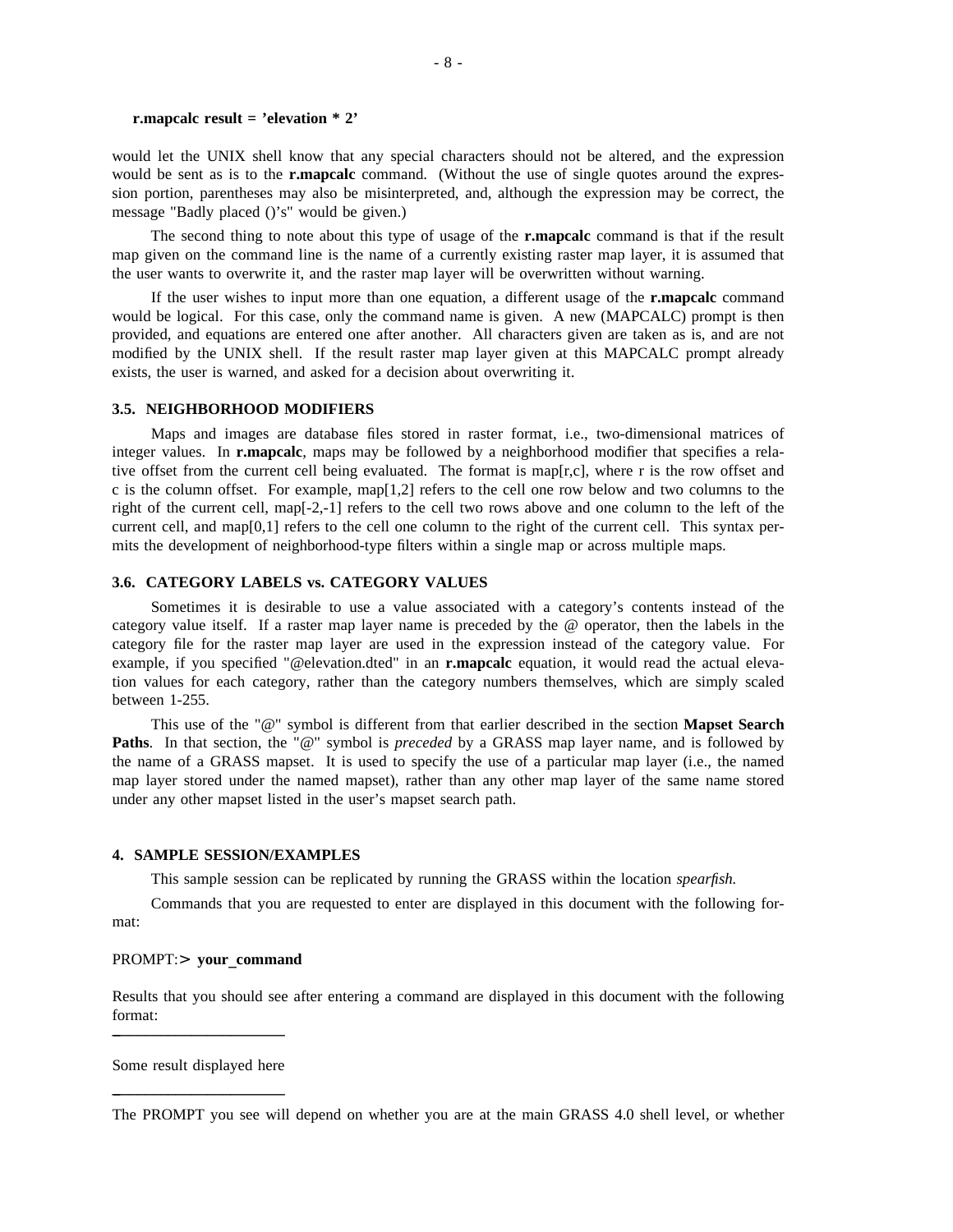**r.mapcalc result = 'elevation * 2'**

would let the UNIX shell know that any special characters should not be altered, and the expression would be sent as is to the **r.mapcalc** command. (Without the use of single quotes around the expression portion, parentheses may also be misinterpreted, and, although the expression may be correct, the message "Badly placed ()'s" would be given.)

The second thing to note about this type of usage of the **r.mapcalc** command is that if the result map given on the command line is the name of a currently existing raster map layer, it is assumed that the user wants to overwrite it, and the raster map layer will be overwritten without warning.

If the user wishes to input more than one equation, a different usage of the **r.mapcalc** command would be logical. For this case, only the command name is given. A new (MAPCALC) prompt is then provided, and equations are entered one after another. All characters given are taken as is, and are not modified by the UNIX shell. If the result raster map layer given at this MAPCALC prompt already exists, the user is warned, and asked for a decision about overwriting it.

### 3.5. NEIGHBORHOOD MODIFIERS

Maps and images are database files stored in raster format, i.e., two-dimensional matrices of integer values. In **r.mapcalc**, maps may be followed by a neighborhood modifier that specifies a relative offset from the current cell being evaluated. The format is map[r,c], where r is the row offset and c is the column offset. For example, map[1,2] refers to the cell one row below and two columns to the right of the current cell, map[-2,-1] refers to the cell two rows above and one column to the left of the current cell, and map[0,1] refers to the cell one column to the right of the current cell. This syntax permits the development of neighborhood-type filters within a single map or across multiple maps.

### 3.6. CATEGORY LABELS vs. CATEGORY VALUES

Sometimes it is desirable to use a value associated with a category's contents instead of the category value itself. If a raster map layer name is preceded by the @ operator, then the labels in the category file for the raster map layer are used in the expression instead of the category value. For example, if you specified "@elevation.dted" in an **r.mapcalc** equation, it would read the actual elevation values for each category, rather than the category numbers themselves, which are simply scaled between 1-255.

This use of the "@" symbol is different from that earlier described in the section **Mapset Search Paths**. In that section, the "@" symbol is *preceded* by a GRASS map layer name, and is followed by the name of a GRASS mapset. It is used to specify the use of a particular map layer (i.e., the named map layer stored under the named mapset), rather than any other map layer of the same name stored under any other mapset listed in the user's mapset search path.

## 4. SAMPLE SESSION/EXAMPLES

This sample session can be replicated by running the GRASS within the location *spearfish.*

Commands that you are requested to enter are displayed in this document with the following format:

PROMPT:> **your_command**

Results that you should see after entering a command are displayed in this document with the following format:

---

Some result displayed here

---

The PROMPT you see will depend on whether you are at the main GRASS 4.0 shell level, or whether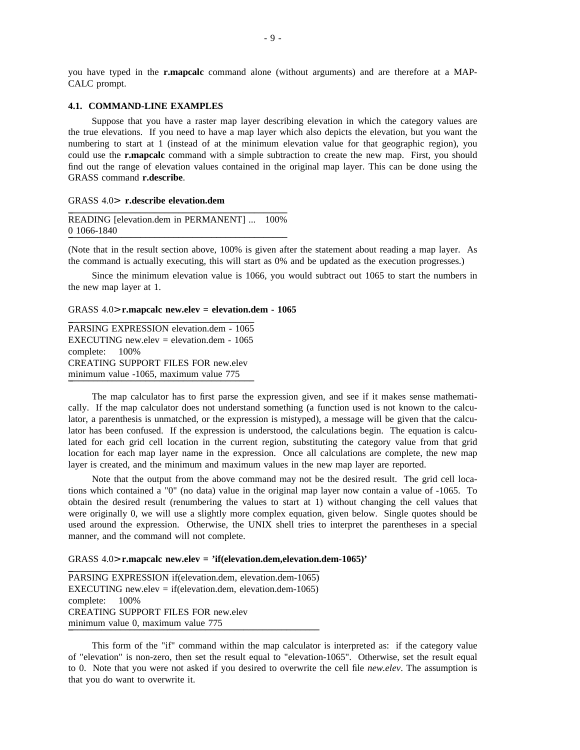you have typed in the **r.mapcalc** command alone (without arguments) and are therefore at a MAP-CALC prompt.

### 4.1. COMMAND-LINE EXAMPLES

Suppose that you have a raster map layer describing elevation in which the category values are the true elevations. If you need to have a map layer which also depicts the elevation, but you want the numbering to start at 1 (instead of at the minimum elevation value for that geographic region), you could use the **r.mapcalc** command with a simple subtraction to create the new map. First, you should find out the range of elevation values contained in the original map layer. This can be done using the GRASS command **r.describe**.

GRASS 4.0> **r.describe elevation.dem**

```
READING [elevation.dem in PERMANENT] ...   100%
0 1066-1840
```

(Note that in the result section above, 100% is given after the statement about reading a map layer. As the command is actually executing, this will start as 0% and be updated as the execution progresses.)

Since the minimum elevation value is 1066, you would subtract out 1065 to start the numbers in the new map layer at 1.

GRASS 4.0> **r.mapcalc new.elev = elevation.dem - 1065**

```
PARSING EXPRESSION elevation.dem - 1065
EXECUTING new.elev = elevation.dem - 1065
complete:    100%
CREATING SUPPORT FILES FOR new.elev
minimum value -1065, maximum value 775
```

The map calculator has to first parse the expression given, and see if it makes sense mathematically. If the map calculator does not understand something (a function used is not known to the calculator, a parenthesis is unmatched, or the expression is mistyped), a message will be given that the calculator has been confused. If the expression is understood, the calculations begin. The equation is calculated for each grid cell location in the current region, substituting the category value from that grid location for each map layer name in the expression. Once all calculations are complete, the new map layer is created, and the minimum and maximum values in the new map layer are reported.

Note that the output from the above command may not be the desired result. The grid cell locations which contained a "0" (no data) value in the original map layer now contain a value of -1065. To obtain the desired result (renumbering the values to start at 1) without changing the cell values that were originally 0, we will use a slightly more complex equation, given below. Single quotes should be used around the expression. Otherwise, the UNIX shell tries to interpret the parentheses in a special manner, and the command will not complete.

GRASS 4.0> **r.mapcalc new.elev = 'if(elevation.dem,elevation.dem-1065)'**

```
PARSING EXPRESSION if(elevation.dem, elevation.dem-1065)
EXECUTING new.elev = if(elevation.dem, elevation.dem-1065)
complete:    100%
CREATING SUPPORT FILES FOR new.elev
minimum value 0, maximum value 775
```

This form of the "if" command within the map calculator is interpreted as: if the category value of "elevation" is non-zero, then set the result equal to "elevation-1065". Otherwise, set the result equal to 0. Note that you were not asked if you desired to overwrite the cell file *new.elev*. The assumption is that you do want to overwrite it.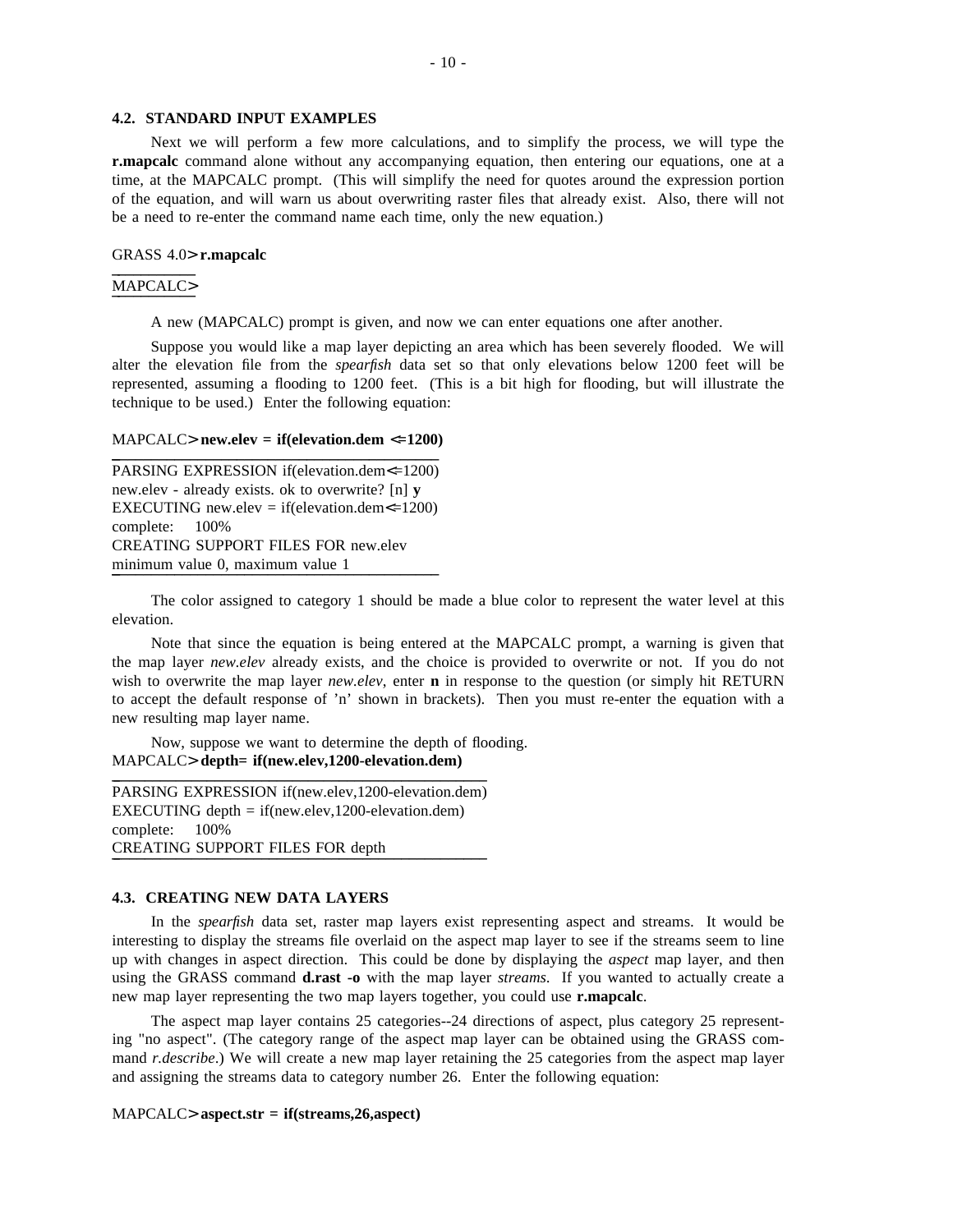### 4.2. STANDARD INPUT EXAMPLES

Next we will perform a few more calculations, and to simplify the process, we will type the **r.mapcalc** command alone without any accompanying equation, then entering our equations, one at a time, at the MAPCALC prompt. (This will simplify the need for quotes around the expression portion of the equation, and will warn us about overwriting raster files that already exist. Also, there will not be a need to re-enter the command name each time, only the new equation.)

```
GRASS 4.0> r.mapcalc
```

```
MAPCALC>
```

A new (MAPCALC) prompt is given, and now we can enter equations one after another.

Suppose you would like a map layer depicting an area which has been severely flooded. We will alter the elevation file from the *spearfish* data set so that only elevations below 1200 feet will be represented, assuming a flooding to 1200 feet. (This is a bit high for flooding, but will illustrate the technique to be used.) Enter the following equation:

```
MAPCALC> new.elev = if(elevation.dem <=1200)
```

```
PARSING EXPRESSION if(elevation.dem<=1200)
new.elev - already exists. ok to overwrite? [n] y
EXECUTING new.elev = if(elevation.dem<=1200)
complete:    100%
CREATING SUPPORT FILES FOR new.elev
minimum value 0, maximum value 1
```

The color assigned to category 1 should be made a blue color to represent the water level at this elevation.

Note that since the equation is being entered at the MAPCALC prompt, a warning is given that the map layer *new.elev* already exists, and the choice is provided to overwrite or not. If you do not wish to overwrite the map layer *new.elev*, enter **n** in response to the question (or simply hit RETURN to accept the default response of 'n' shown in brackets). Then you must re-enter the equation with a new resulting map layer name.

Now, suppose we want to determine the depth of flooding.

```
MAPCALC> depth= if(new.elev,1200-elevation.dem)
```

```
PARSING EXPRESSION if(new.elev,1200-elevation.dem)
EXECUTING depth = if(new.elev,1200-elevation.dem)
complete:    100%
CREATING SUPPORT FILES FOR depth
```

### 4.3. CREATING NEW DATA LAYERS

In the *spearfish* data set, raster map layers exist representing aspect and streams. It would be interesting to display the streams file overlaid on the aspect map layer to see if the streams seem to line up with changes in aspect direction. This could be done by displaying the *aspect* map layer, and then using the GRASS command **d.rast -o** with the map layer *streams*. If you wanted to actually create a new map layer representing the two map layers together, you could use **r.mapcalc**.

The aspect map layer contains 25 categories--24 directions of aspect, plus category 25 representing "no aspect". (The category range of the aspect map layer can be obtained using the GRASS command *r.describe*.) We will create a new map layer retaining the 25 categories from the aspect map layer and assigning the streams data to category number 26. Enter the following equation:

```
MAPCALC> aspect.str = if(streams,26,aspect)
```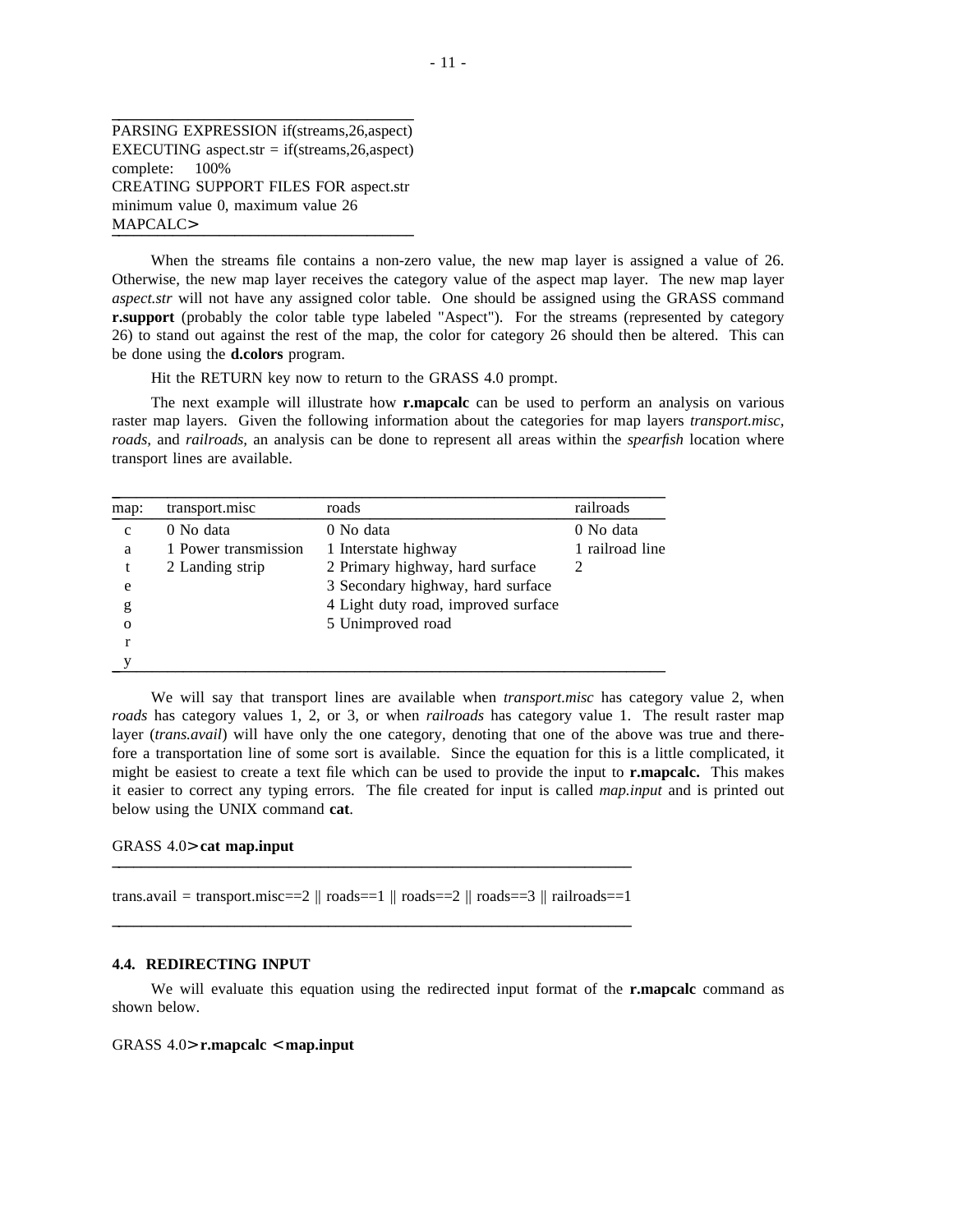```
PARSING EXPRESSION if(streams,26,aspect)
EXECUTING aspect.str = if(streams,26,aspect)
complete:    100%
CREATING SUPPORT FILES FOR aspect.str
minimum value 0, maximum value 26
MAPCALC>
```

When the streams file contains a non-zero value, the new map layer is assigned a value of 26. Otherwise, the new map layer receives the category value of the aspect map layer. The new map layer *aspect.str* will not have any assigned color table. One should be assigned using the GRASS command **r.support** (probably the color table type labeled "Aspect"). For the streams (represented by category 26) to stand out against the rest of the map, the color for category 26 should then be altered. This can be done using the **d.colors** program.

Hit the RETURN key now to return to the GRASS 4.0 prompt.

The next example will illustrate how **r.mapcalc** can be used to perform an analysis on various raster map layers. Given the following information about the categories for map layers *transport.misc*, *roads*, and *railroads*, an analysis can be done to represent all areas within the *spearfish* location where transport lines are available.

| map: | transport.misc | roads | railroads |
|---|---|---|---|
| category | 0 No data | 0 No data | 0 No data |
| | 1 Power transmission | 1 Interstate highway | 1 railroad line |
| | 2 Landing strip | 2 Primary highway, hard surface | 2 |
| | | 3 Secondary highway, hard surface | |
| | | 4 Light duty road, improved surface | |
| | | 5 Unimproved road | |

We will say that transport lines are available when *transport.misc* has category value 2, when *roads* has category values 1, 2, or 3, or when *railroads* has category value 1. The result raster map layer (*trans.avail*) will have only the one category, denoting that one of the above was true and therefore a transportation line of some sort is available. Since the equation for this is a little complicated, it might be easiest to create a text file which can be used to provide the input to **r.mapcalc.** This makes it easier to correct any typing errors. The file created for input is called *map.input* and is printed out below using the UNIX command **cat**.

GRASS 4.0> **cat map.input**

```
trans.avail = transport.misc==2 || roads==1 || roads==2 || roads==3 || railroads==1
```

#### 4.4. REDIRECTING INPUT

We will evaluate this equation using the redirected input format of the **r.mapcalc** command as shown below.

GRASS 4.0> **r.mapcalc < map.input**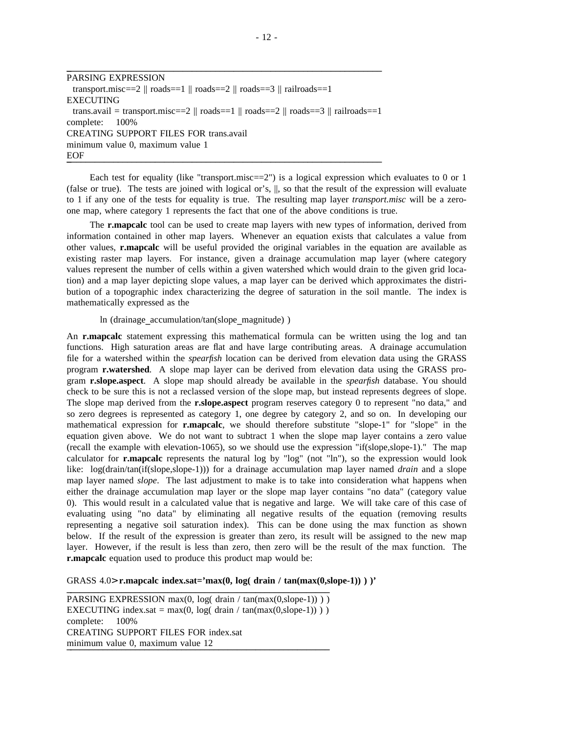```
PARSING EXPRESSION
  transport.misc==2 || roads==1 || roads==2 || roads==3 || railroads==1
EXECUTING
  trans.avail = transport.misc==2 || roads==1 || roads==2 || roads==3 || railroads==1
complete:    100%
CREATING SUPPORT FILES FOR trans.avail
minimum value 0, maximum value 1
EOF
```

Each test for equality (like "transport.misc==2") is a logical expression which evaluates to 0 or 1 (false or true). The tests are joined with logical or's, ||, so that the result of the expression will evaluate to 1 if any one of the tests for equality is true. The resulting map layer *transport.misc* will be a zero-one map, where category 1 represents the fact that one of the above conditions is true.

The **r.mapcalc** tool can be used to create map layers with new types of information, derived from information contained in other map layers. Whenever an equation exists that calculates a value from other values, **r.mapcalc** will be useful provided the original variables in the equation are available as existing raster map layers. For instance, given a drainage accumulation map layer (where category values represent the number of cells within a given watershed which would drain to the given grid location) and a map layer depicting slope values, a map layer can be derived which approximates the distribution of a topographic index characterizing the degree of saturation in the soil mantle. The index is mathematically expressed as the

ln (drainage_accumulation/tan(slope_magnitude) )

An **r.mapcalc** statement expressing this mathematical formula can be written using the log and tan functions. High saturation areas are flat and have large contributing areas. A drainage accumulation file for a watershed within the *spearfish* location can be derived from elevation data using the GRASS program **r.watershed**. A slope map layer can be derived from elevation data using the GRASS program **r.slope.aspect**. A slope map should already be available in the *spearfish* database. You should check to be sure this is not a reclassed version of the slope map, but instead represents degrees of slope. The slope map derived from the **r.slope.aspect** program reserves category 0 to represent "no data," and so zero degrees is represented as category 1, one degree by category 2, and so on. In developing our mathematical expression for **r.mapcalc**, we should therefore substitute "slope-1" for "slope" in the equation given above. We do not want to subtract 1 when the slope map layer contains a zero value (recall the example with elevation-1065), so we should use the expression "if(slope,slope-1)." The map calculator for **r.mapcalc** represents the natural log by "log" (not "ln"), so the expression would look like: log(drain/tan(if(slope,slope-1))) for a drainage accumulation map layer named *drain* and a slope map layer named *slope*. The last adjustment to make is to take into consideration what happens when either the drainage accumulation map layer or the slope map layer contains "no data" (category value 0). This would result in a calculated value that is negative and large. We will take care of this case of evaluating using "no data" by eliminating all negative results of the equation (removing results representing a negative soil saturation index). This can be done using the max function as shown below. If the result of the expression is greater than zero, its result will be assigned to the new map layer. However, if the result is less than zero, then zero will be the result of the max function. The **r.mapcalc** equation used to produce this product map would be:

GRASS 4.0> **r.mapcalc index.sat='max(0, log( drain / tan(max(0,slope-1)) ) )'**

```
PARSING EXPRESSION max(0, log( drain / tan(max(0,slope-1)) ) )
EXECUTING index.sat = max(0, log( drain / tan(max(0,slope-1)) ) )
complete:    100%
CREATING SUPPORT FILES FOR index.sat
minimum value 0, maximum value 12
```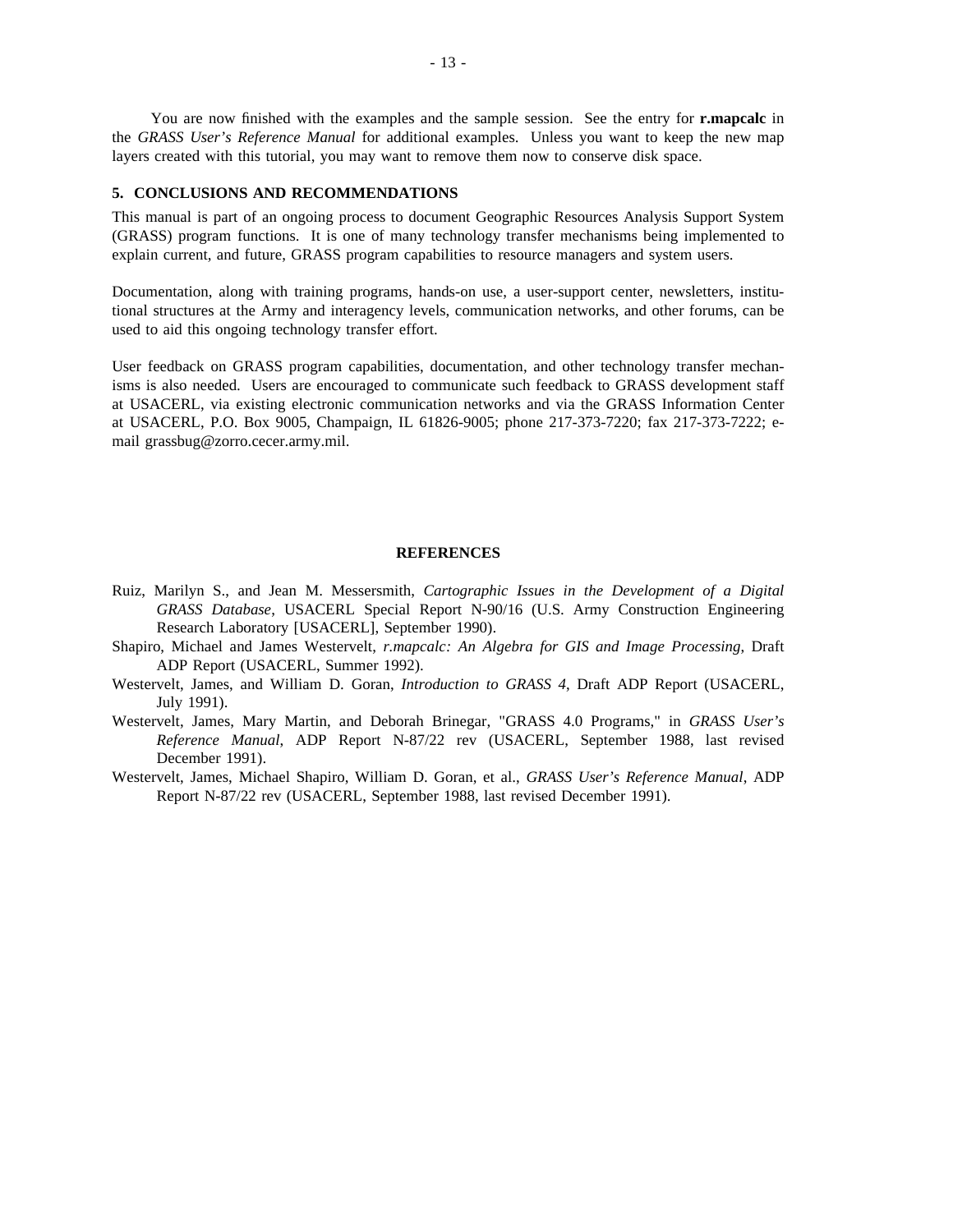You are now finished with the examples and the sample session. See the entry for **r.mapcalc** in the *GRASS User's Reference Manual* for additional examples. Unless you want to keep the new map layers created with this tutorial, you may want to remove them now to conserve disk space.

## 5. CONCLUSIONS AND RECOMMENDATIONS

This manual is part of an ongoing process to document Geographic Resources Analysis Support System (GRASS) program functions. It is one of many technology transfer mechanisms being implemented to explain current, and future, GRASS program capabilities to resource managers and system users.

Documentation, along with training programs, hands-on use, a user-support center, newsletters, institutional structures at the Army and interagency levels, communication networks, and other forums, can be used to aid this ongoing technology transfer effort.

User feedback on GRASS program capabilities, documentation, and other technology transfer mechanisms is also needed. Users are encouraged to communicate such feedback to GRASS development staff at USACERL, via existing electronic communication networks and via the GRASS Information Center at USACERL, P.O. Box 9005, Champaign, IL 61826-9005; phone 217-373-7220; fax 217-373-7222; e-mail grassbug@zorro.cecer.army.mil.

## REFERENCES

Ruiz, Marilyn S., and Jean M. Messersmith, *Cartographic Issues in the Development of a Digital GRASS Database*, USACERL Special Report N-90/16 (U.S. Army Construction Engineering Research Laboratory [USACERL], September 1990).

Shapiro, Michael and James Westervelt, *r.mapcalc: An Algebra for GIS and Image Processing*, Draft ADP Report (USACERL, Summer 1992).

Westervelt, James, and William D. Goran, *Introduction to GRASS 4*, Draft ADP Report (USACERL, July 1991).

Westervelt, James, Mary Martin, and Deborah Brinegar, "GRASS 4.0 Programs," in *GRASS User's Reference Manual*, ADP Report N-87/22 rev (USACERL, September 1988, last revised December 1991).

Westervelt, James, Michael Shapiro, William D. Goran, et al., *GRASS User's Reference Manual*, ADP Report N-87/22 rev (USACERL, September 1988, last revised December 1991).